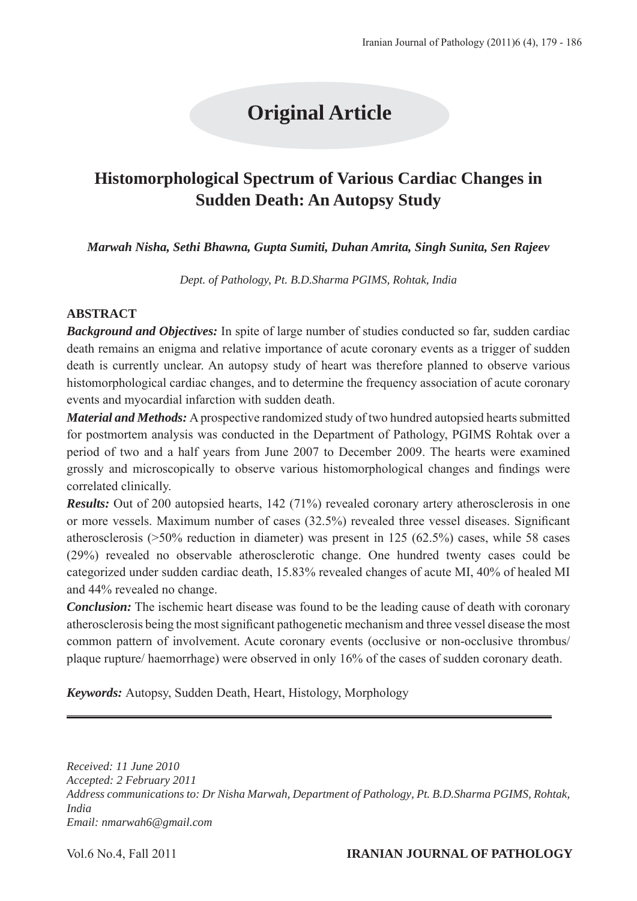# Original Article

## Histomorphological Spectrum of Various Cardiac Changes in Sudden Death: An Autopsy Study

***Marwah Nisha, Sethi Bhawna, Gupta Sumiti, Duhan Amrita, Singh Sunita, Sen Rajeev***

*Dept. of Pathology, Pt. B.D.Sharma PGIMS, Rohtak, India*

### ABSTRACT

***Background and Objectives:*** In spite of large number of studies conducted so far, sudden cardiac death remains an enigma and relative importance of acute coronary events as a trigger of sudden death is currently unclear. An autopsy study of heart was therefore planned to observe various histomorphological cardiac changes, and to determine the frequency association of acute coronary events and myocardial infarction with sudden death.

***Material and Methods:*** A prospective randomized study of two hundred autopsied hearts submitted for postmortem analysis was conducted in the Department of Pathology, PGIMS Rohtak over a period of two and a half years from June 2007 to December 2009. The hearts were examined grossly and microscopically to observe various histomorphological changes and findings were correlated clinically.

***Results:*** Out of 200 autopsied hearts, 142 (71%) revealed coronary artery atherosclerosis in one or more vessels. Maximum number of cases (32.5%) revealed three vessel diseases. Significant atherosclerosis (>50% reduction in diameter) was present in 125 (62.5%) cases, while 58 cases (29%) revealed no observable atherosclerotic change. One hundred twenty cases could be categorized under sudden cardiac death, 15.83% revealed changes of acute MI, 40% of healed MI and 44% revealed no change.

***Conclusion:*** The ischemic heart disease was found to be the leading cause of death with coronary atherosclerosis being the most significant pathogenetic mechanism and three vessel disease the most common pattern of involvement. Acute coronary events (occlusive or non-occlusive thrombus/ plaque rupture/ haemorrhage) were observed in only 16% of the cases of sudden coronary death.

***Keywords:*** Autopsy, Sudden Death, Heart, Histology, Morphology

---

*Received: 11 June 2010*
*Accepted: 2 February 2011*
*Address communications to: Dr Nisha Marwah, Department of Pathology, Pt. B.D.Sharma PGIMS, Rohtak, India*
*Email: nmarwah6@gmail.com*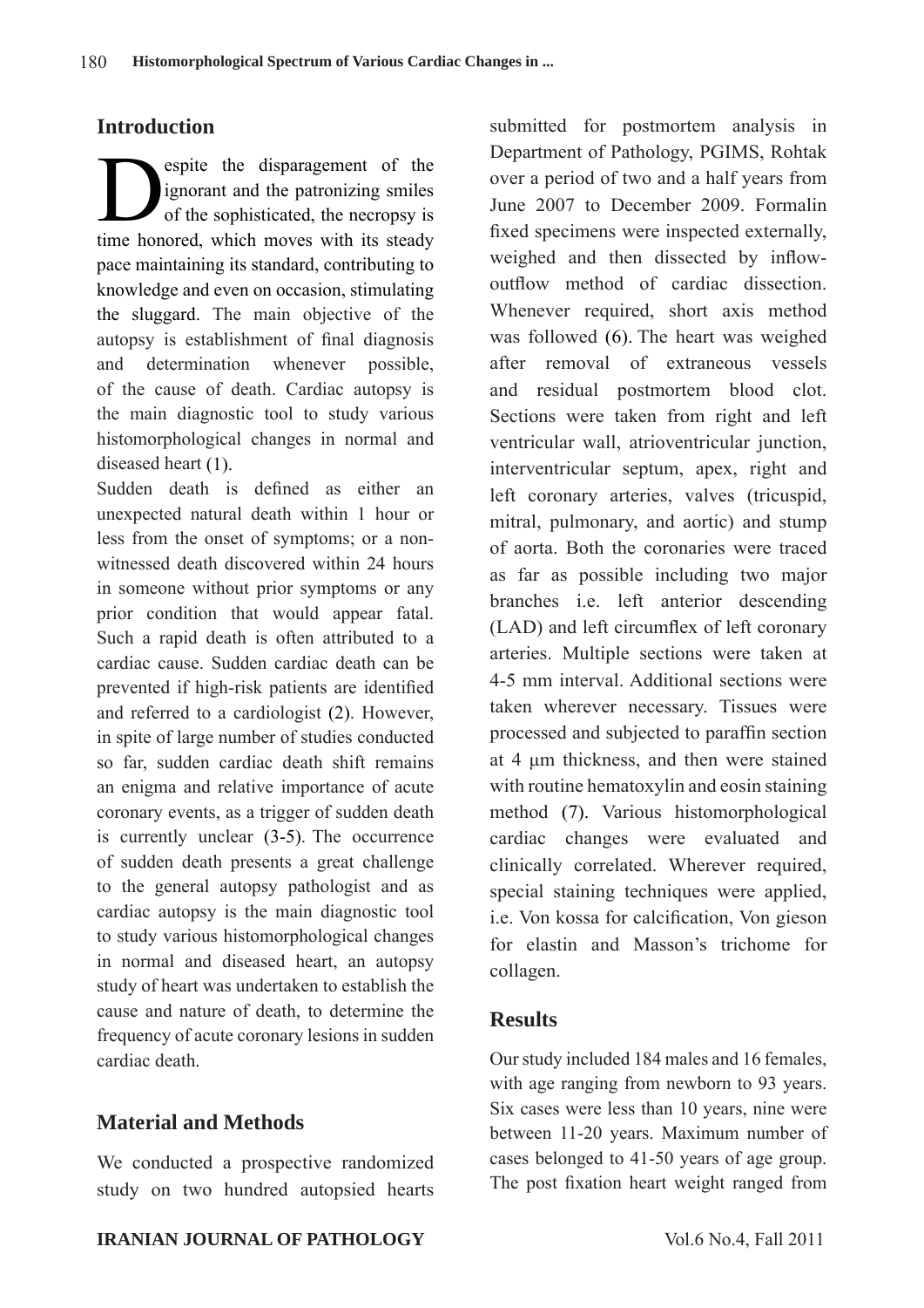## Introduction

Despite the disparagement of the ignorant and the patronizing smiles of the sophisticated, the necropsy is time honored, which moves with its steady pace maintaining its standard, contributing to knowledge and even on occasion, stimulating the sluggard. The main objective of the autopsy is establishment of final diagnosis and determination whenever possible, of the cause of death. Cardiac autopsy is the main diagnostic tool to study various histomorphological changes in normal and diseased heart (1).

Sudden death is defined as either an unexpected natural death within 1 hour or less from the onset of symptoms; or a non-witnessed death discovered within 24 hours in someone without prior symptoms or any prior condition that would appear fatal. Such a rapid death is often attributed to a cardiac cause. Sudden cardiac death can be prevented if high-risk patients are identified and referred to a cardiologist (2). However, in spite of large number of studies conducted so far, sudden cardiac death shift remains an enigma and relative importance of acute coronary events, as a trigger of sudden death is currently unclear (3-5). The occurrence of sudden death presents a great challenge to the general autopsy pathologist and as cardiac autopsy is the main diagnostic tool to study various histomorphological changes in normal and diseased heart, an autopsy study of heart was undertaken to establish the cause and nature of death, to determine the frequency of acute coronary lesions in sudden cardiac death.

## Material and Methods

We conducted a prospective randomized study on two hundred autopsied hearts submitted for postmortem analysis in Department of Pathology, PGIMS, Rohtak over a period of two and a half years from June 2007 to December 2009. Formalin fixed specimens were inspected externally, weighed and then dissected by inflow-outflow method of cardiac dissection. Whenever required, short axis method was followed (6). The heart was weighed after removal of extraneous vessels and residual postmortem blood clot. Sections were taken from right and left ventricular wall, atrioventricular junction, interventricular septum, apex, right and left coronary arteries, valves (tricuspid, mitral, pulmonary, and aortic) and stump of aorta. Both the coronaries were traced as far as possible including two major branches i.e. left anterior descending (LAD) and left circumflex of left coronary arteries. Multiple sections were taken at 4-5 mm interval. Additional sections were taken wherever necessary. Tissues were processed and subjected to paraffin section at 4 µm thickness, and then were stained with routine hematoxylin and eosin staining method (7). Various histomorphological cardiac changes were evaluated and clinically correlated. Wherever required, special staining techniques were applied, i.e. Von kossa for calcification, Von gieson for elastin and Masson's trichome for collagen.

## Results

Our study included 184 males and 16 females, with age ranging from newborn to 93 years. Six cases were less than 10 years, nine were between 11-20 years. Maximum number of cases belonged to 41-50 years of age group. The post fixation heart weight ranged from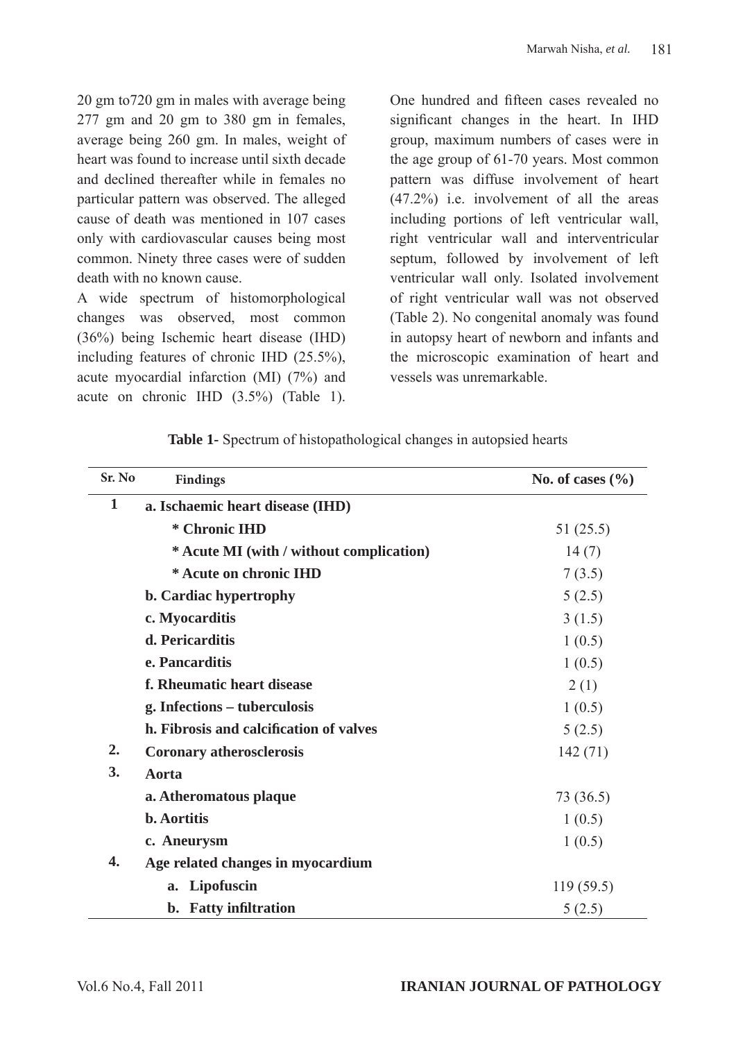20 gm to720 gm in males with average being 277 gm and 20 gm to 380 gm in females, average being 260 gm. In males, weight of heart was found to increase until sixth decade and declined thereafter while in females no particular pattern was observed. The alleged cause of death was mentioned in 107 cases only with cardiovascular causes being most common. Ninety three cases were of sudden death with no known cause.

A wide spectrum of histomorphological changes was observed, most common (36%) being Ischemic heart disease (IHD) including features of chronic IHD (25.5%), acute myocardial infarction (MI) (7%) and acute on chronic IHD (3.5%) (Table 1). One hundred and fifteen cases revealed no significant changes in the heart. In IHD group, maximum numbers of cases were in the age group of 61-70 years. Most common pattern was diffuse involvement of heart (47.2%) i.e. involvement of all the areas including portions of left ventricular wall, right ventricular wall and interventricular septum, followed by involvement of left ventricular wall only. Isolated involvement of right ventricular wall was not observed (Table 2). No congenital anomaly was found in autopsy heart of newborn and infants and the microscopic examination of heart and vessels was unremarkable.

**Table 1-** Spectrum of histopathological changes in autopsied hearts

| Sr. No | Findings | No. of cases (%) |
|---|---|---|
| 1 | **a. Ischaemic heart disease (IHD)** | |
| | **\* Chronic IHD** | 51 (25.5) |
| | **\* Acute MI (with / without complication)** | 14 (7) |
| | **\* Acute on chronic IHD** | 7 (3.5) |
| | **b. Cardiac hypertrophy** | 5 (2.5) |
| | **c. Myocarditis** | 3 (1.5) |
| | **d. Pericarditis** | 1 (0.5) |
| | **e. Pancarditis** | 1 (0.5) |
| | **f. Rheumatic heart disease** | 2 (1) |
| | **g. Infections – tuberculosis** | 1 (0.5) |
| | **h. Fibrosis and calcification of valves** | 5 (2.5) |
| 2. | **Coronary atherosclerosis** | 142 (71) |
| 3. | **Aorta** | |
| | **a. Atheromatous plaque** | 73 (36.5) |
| | **b. Aortitis** | 1 (0.5) |
| | **c. Aneurysm** | 1 (0.5) |
| 4. | **Age related changes in myocardium** | |
| | **a. Lipofuscin** | 119 (59.5) |
| | **b. Fatty infiltration** | 5 (2.5) |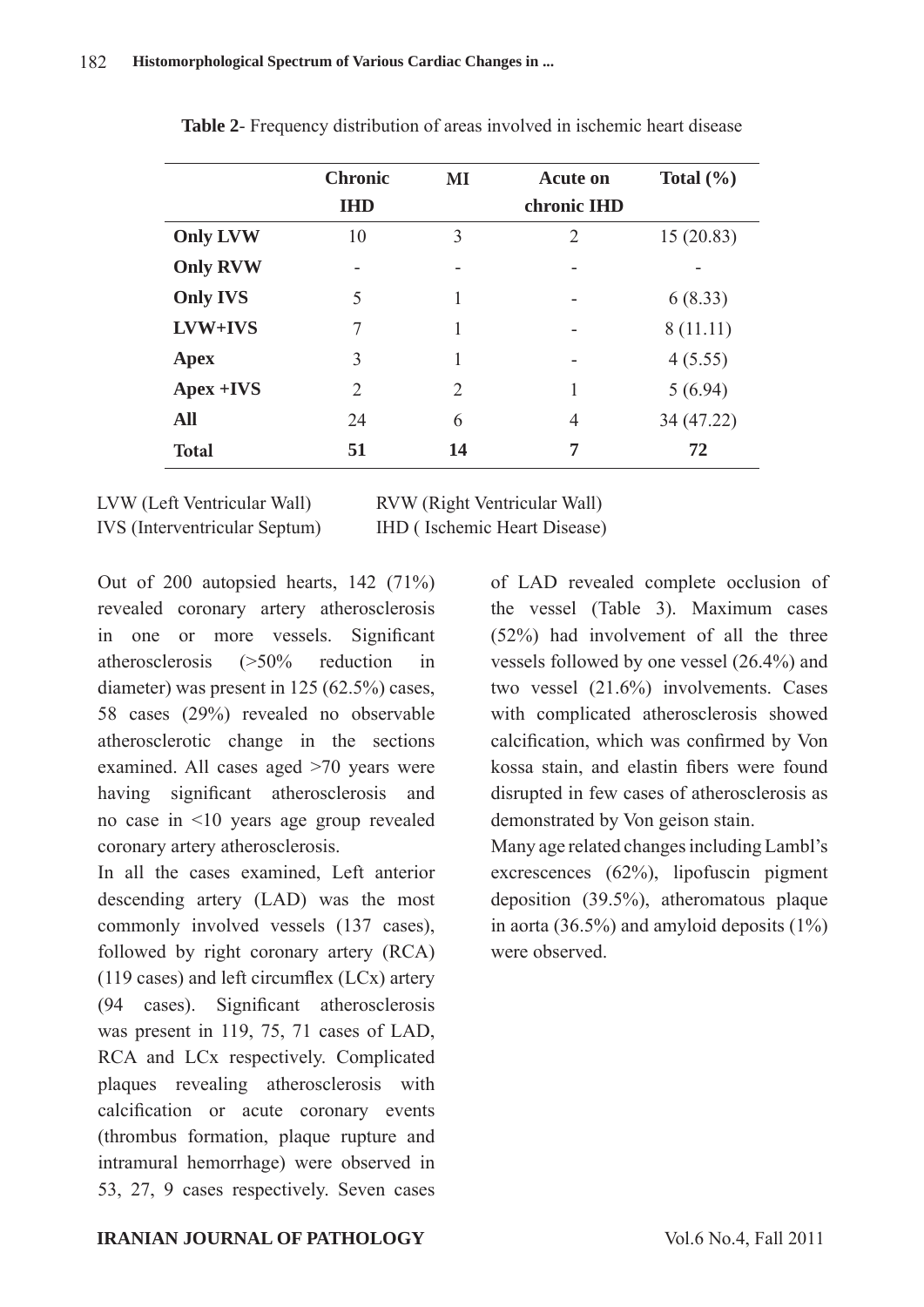**Table 2**- Frequency distribution of areas involved in ischemic heart disease

| | Chronic IHD | MI | Acute on chronic IHD | Total (%) |
|---|---|---|---|---|
| **Only LVW** | 10 | 3 | 2 | 15 (20.83) |
| **Only RVW** | - | - | - | - |
| **Only IVS** | 5 | 1 | - | 6 (8.33) |
| **LVW+IVS** | 7 | 1 | - | 8 (11.11) |
| **Apex** | 3 | 1 | - | 4 (5.55) |
| **Apex +IVS** | 2 | 2 | 1 | 5 (6.94) |
| **All** | 24 | 6 | 4 | 34 (47.22) |
| **Total** | **51** | **14** | **7** | **72** |

LVW (Left Ventricular Wall) RVW (Right Ventricular Wall)
IVS (Interventricular Septum) IHD ( Ischemic Heart Disease)

Out of 200 autopsied hearts, 142 (71%) revealed coronary artery atherosclerosis in one or more vessels. Significant atherosclerosis (>50% reduction in diameter) was present in 125 (62.5%) cases, 58 cases (29%) revealed no observable atherosclerotic change in the sections examined. All cases aged >70 years were having significant atherosclerosis and no case in <10 years age group revealed coronary artery atherosclerosis.

In all the cases examined, Left anterior descending artery (LAD) was the most commonly involved vessels (137 cases), followed by right coronary artery (RCA) (119 cases) and left circumflex (LCx) artery (94 cases). Significant atherosclerosis was present in 119, 75, 71 cases of LAD, RCA and LCx respectively. Complicated plaques revealing atherosclerosis with calcification or acute coronary events (thrombus formation, plaque rupture and intramural hemorrhage) were observed in 53, 27, 9 cases respectively. Seven cases of LAD revealed complete occlusion of the vessel (Table 3). Maximum cases (52%) had involvement of all the three vessels followed by one vessel (26.4%) and two vessel (21.6%) involvements. Cases with complicated atherosclerosis showed calcification, which was confirmed by Von kossa stain, and elastin fibers were found disrupted in few cases of atherosclerosis as demonstrated by Von geison stain.

Many age related changes including Lambl's excrescences (62%), lipofuscin pigment deposition (39.5%), atheromatous plaque in aorta (36.5%) and amyloid deposits (1%) were observed.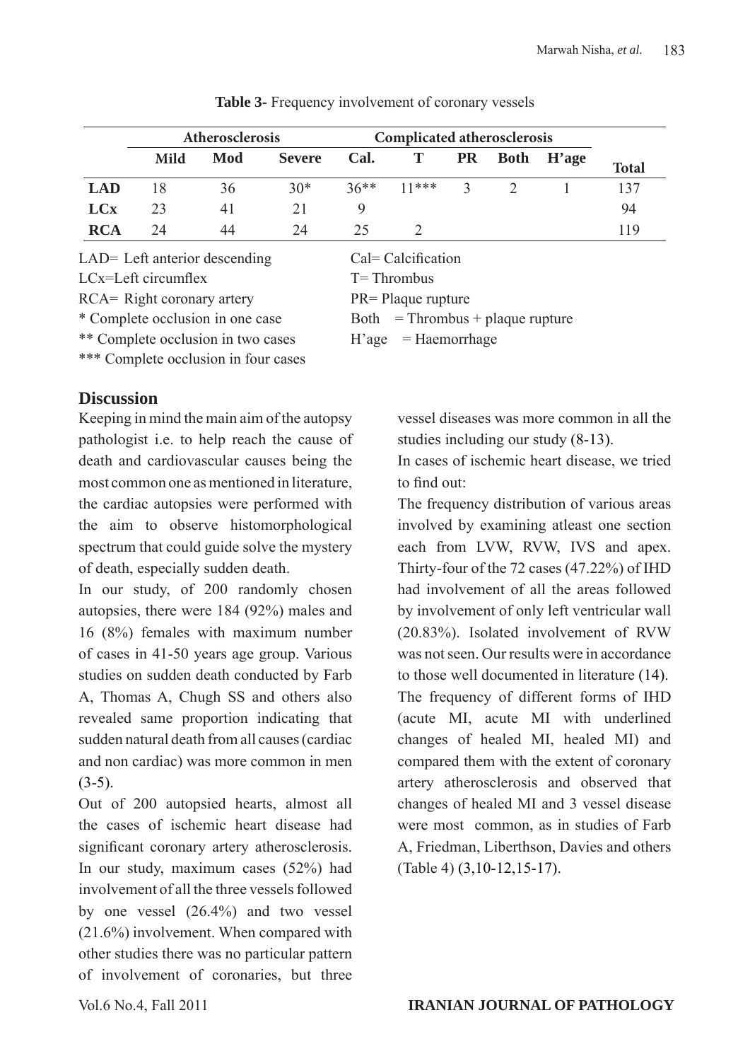**Table 3**- Frequency involvement of coronary vessels

| | Atherosclerosis | | | Complicated atherosclerosis | | | | | |
|---|---|---|---|---|---|---|---|---|---|
| | Mild | Mod | Severe | Cal. | T | PR | Both | H'age | Total |
| **LAD** | 18 | 36 | 30* | 36** | 11*** | 3 | 2 | 1 | 137 |
| **LCx** | 23 | 41 | 21 | 9 | | | | | 94 |
| **RCA** | 24 | 44 | 24 | 25 | 2 | | | | 119 |

LAD= Left anterior descending
LCx=Left circumflex
RCA= Right coronary artery
* Complete occlusion in one case
** Complete occlusion in two cases
*** Complete occlusion in four cases

Cal= Calcification
T= Thrombus
PR= Plaque rupture
Both = Thrombus + plaque rupture
H'age = Haemorrhage

## Discussion

Keeping in mind the main aim of the autopsy pathologist i.e. to help reach the cause of death and cardiovascular causes being the most common one as mentioned in literature, the cardiac autopsies were performed with the aim to observe histomorphological spectrum that could guide solve the mystery of death, especially sudden death.

In our study, of 200 randomly chosen autopsies, there were 184 (92%) males and 16 (8%) females with maximum number of cases in 41-50 years age group. Various studies on sudden death conducted by Farb A, Thomas A, Chugh SS and others also revealed same proportion indicating that sudden natural death from all causes (cardiac and non cardiac) was more common in men (3-5).

Out of 200 autopsied hearts, almost all the cases of ischemic heart disease had significant coronary artery atherosclerosis. In our study, maximum cases (52%) had involvement of all the three vessels followed by one vessel (26.4%) and two vessel (21.6%) involvement. When compared with other studies there was no particular pattern of involvement of coronaries, but three vessel diseases was more common in all the studies including our study (8-13).

In cases of ischemic heart disease, we tried to find out:

The frequency distribution of various areas involved by examining atleast one section each from LVW, RVW, IVS and apex. Thirty-four of the 72 cases (47.22%) of IHD had involvement of all the areas followed by involvement of only left ventricular wall (20.83%). Isolated involvement of RVW was not seen. Our results were in accordance to those well documented in literature (14).

The frequency of different forms of IHD (acute MI, acute MI with underlined changes of healed MI, healed MI) and compared them with the extent of coronary artery atherosclerosis and observed that changes of healed MI and 3 vessel disease were most common, as in studies of Farb A, Friedman, Liberthson, Davies and others (Table 4) (3,10-12,15-17).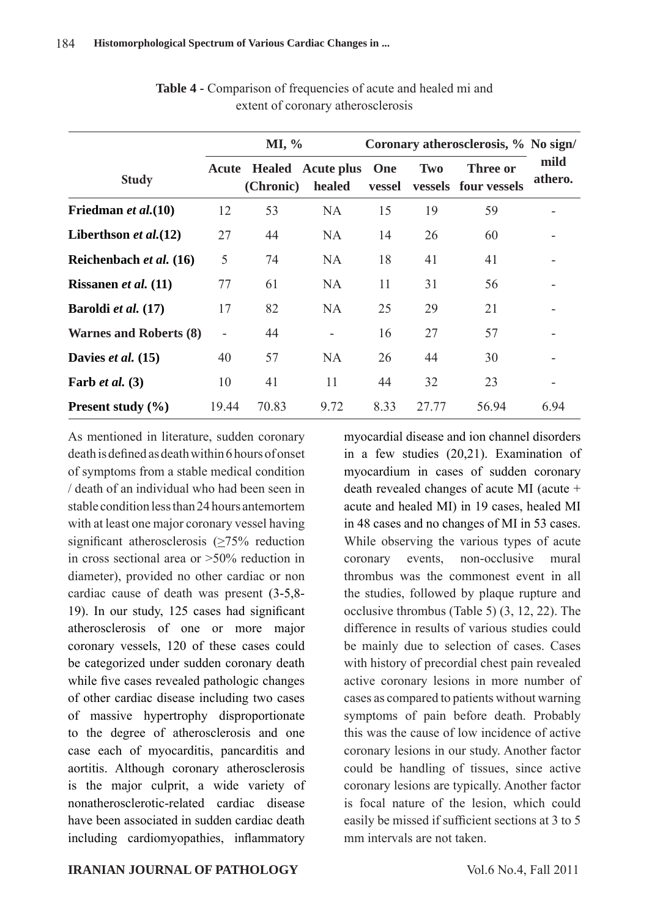**Table 4 -** Comparison of frequencies of acute and healed mi and extent of coronary atherosclerosis

| Study | MI, % | | | Coronary atherosclerosis, % | | | No sign/ mild athero. |
|---|---|---|---|---|---|---|---|
| | Acute | Healed (Chronic) | Acute plus healed | One vessel | Two vessels | Three or four vessels | |
| **Friedman *et al.*(10)** | 12 | 53 | NA | 15 | 19 | 59 | - |
| **Liberthson *et al.*(12)** | 27 | 44 | NA | 14 | 26 | 60 | - |
| **Reichenbach *et al.* (16)** | 5 | 74 | NA | 18 | 41 | 41 | - |
| **Rissanen *et al.* (11)** | 77 | 61 | NA | 11 | 31 | 56 | - |
| **Baroldi *et al.* (17)** | 17 | 82 | NA | 25 | 29 | 21 | - |
| **Warnes and Roberts (8)** | - | 44 | - | 16 | 27 | 57 | - |
| **Davies *et al.* (15)** | 40 | 57 | NA | 26 | 44 | 30 | - |
| **Farb *et al.* (3)** | 10 | 41 | 11 | 44 | 32 | 23 | - |
| **Present study (%)** | 19.44 | 70.83 | 9.72 | 8.33 | 27.77 | 56.94 | 6.94 |

As mentioned in literature, sudden coronary death is defined as death within 6 hours of onset of symptoms from a stable medical condition / death of an individual who had been seen in stable condition less than 24 hours antemortem with at least one major coronary vessel having significant atherosclerosis ($\geq$75% reduction in cross sectional area or >50% reduction in diameter), provided no other cardiac or non cardiac cause of death was present (3-5,8-19). In our study, 125 cases had significant atherosclerosis of one or more major coronary vessels, 120 of these cases could be categorized under sudden coronary death while five cases revealed pathologic changes of other cardiac disease including two cases of massive hypertrophy disproportionate to the degree of atherosclerosis and one case each of myocarditis, pancarditis and aortitis. Although coronary atherosclerosis is the major culprit, a wide variety of nonatherosclerotic-related cardiac disease have been associated in sudden cardiac death including cardiomyopathies, inflammatory myocardial disease and ion channel disorders in a few studies (20,21). Examination of myocardium in cases of sudden coronary death revealed changes of acute MI (acute + acute and healed MI) in 19 cases, healed MI in 48 cases and no changes of MI in 53 cases. While observing the various types of acute coronary events, non-occlusive mural thrombus was the commonest event in all the studies, followed by plaque rupture and occlusive thrombus (Table 5) (3, 12, 22). The difference in results of various studies could be mainly due to selection of cases. Cases with history of precordial chest pain revealed active coronary lesions in more number of cases as compared to patients without warning symptoms of pain before death. Probably this was the cause of low incidence of active coronary lesions in our study. Another factor could be handling of tissues, since active coronary lesions are typically. Another factor is focal nature of the lesion, which could easily be missed if sufficient sections at 3 to 5 mm intervals are not taken.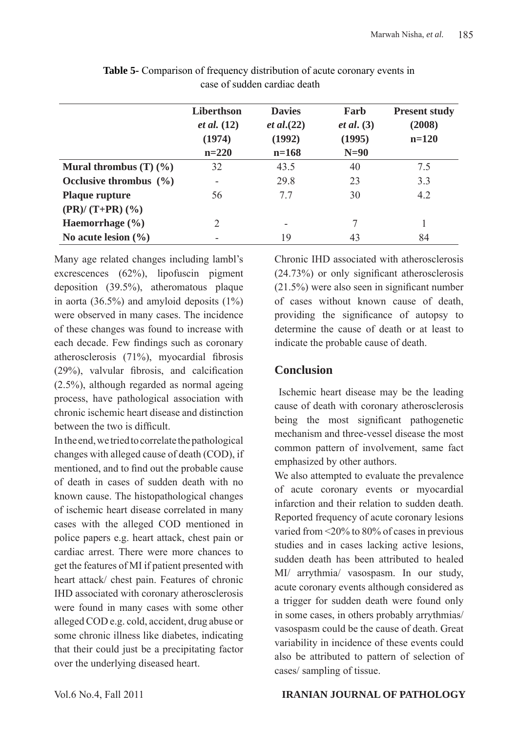**Table 5-** Comparison of frequency distribution of acute coronary events in case of sudden cardiac death

| | Liberthson *et al.* (12) (1974) n=220 | Davies *et al.*(22) (1992) n=168 | Farb *et al.* (3) (1995) N=90 | Present study (2008) n=120 |
|---|---|---|---|---|
| **Mural thrombus (T) (%)** | 32 | 43.5 | 40 | 7.5 |
| **Occlusive thrombus (%)** | - | 29.8 | 23 | 3.3 |
| **Plaque rupture (PR)/ (T+PR) (%)** | 56 | 7.7 | 30 | 4.2 |
| **Haemorrhage (%)** | 2 | - | 7 | 1 |
| **No acute lesion (%)** | - | 19 | 43 | 84 |

Many age related changes including lambl's excrescences (62%), lipofuscin pigment deposition (39.5%), atheromatous plaque in aorta (36.5%) and amyloid deposits (1%) were observed in many cases. The incidence of these changes was found to increase with each decade. Few findings such as coronary atherosclerosis (71%), myocardial fibrosis (29%), valvular fibrosis, and calcification (2.5%), although regarded as normal ageing process, have pathological association with chronic ischemic heart disease and distinction between the two is difficult.

In the end, we tried to correlate the pathological changes with alleged cause of death (COD), if mentioned, and to find out the probable cause of death in cases of sudden death with no known cause. The histopathological changes of ischemic heart disease correlated in many cases with the alleged COD mentioned in police papers e.g. heart attack, chest pain or cardiac arrest. There were more chances to get the features of MI if patient presented with heart attack/ chest pain. Features of chronic IHD associated with coronary atherosclerosis were found in many cases with some other alleged COD e.g. cold, accident, drug abuse or some chronic illness like diabetes, indicating that their could just be a precipitating factor over the underlying diseased heart.

Chronic IHD associated with atherosclerosis (24.73%) or only significant atherosclerosis (21.5%) were also seen in significant number of cases without known cause of death, providing the significance of autopsy to determine the cause of death or at least to indicate the probable cause of death.

## Conclusion

Ischemic heart disease may be the leading cause of death with coronary atherosclerosis being the most significant pathogenetic mechanism and three-vessel disease the most common pattern of involvement, same fact emphasized by other authors.

We also attempted to evaluate the prevalence of acute coronary events or myocardial infarction and their relation to sudden death. Reported frequency of acute coronary lesions varied from <20% to 80% of cases in previous studies and in cases lacking active lesions, sudden death has been attributed to healed MI/ arrythmia/ vasospasm. In our study, acute coronary events although considered as a trigger for sudden death were found only in some cases, in others probably arrythmias/ vasospasm could be the cause of death. Great variability in incidence of these events could also be attributed to pattern of selection of cases/ sampling of tissue.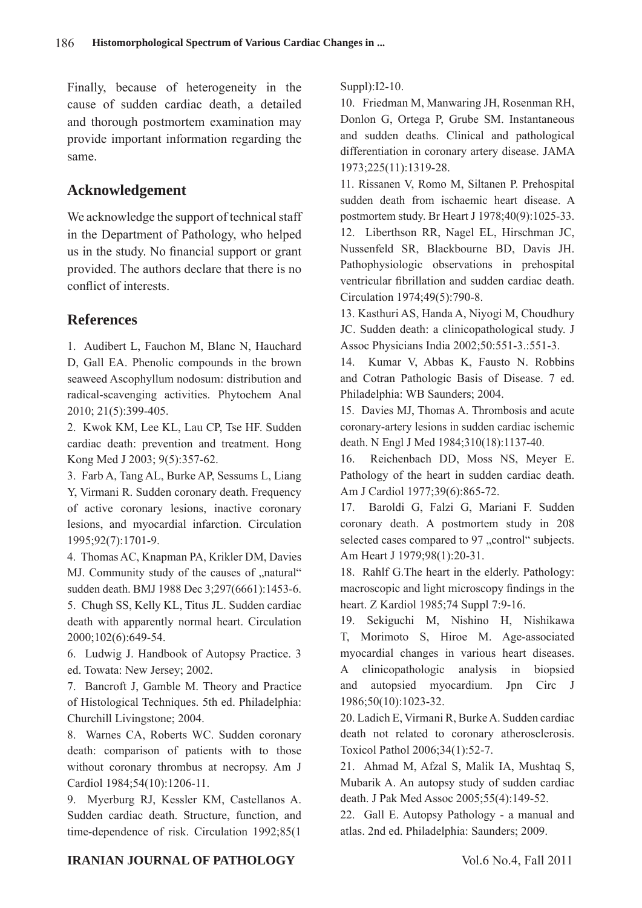Finally, because of heterogeneity in the cause of sudden cardiac death, a detailed and thorough postmortem examination may provide important information regarding the same.

## Acknowledgement

We acknowledge the support of technical staff in the Department of Pathology, who helped us in the study. No financial support or grant provided. The authors declare that there is no conflict of interests.

## References

1. Audibert L, Fauchon M, Blanc N, Hauchard D, Gall EA. Phenolic compounds in the brown seaweed Ascophyllum nodosum: distribution and radical-scavenging activities. Phytochem Anal 2010; 21(5):399-405.
2. Kwok KM, Lee KL, Lau CP, Tse HF. Sudden cardiac death: prevention and treatment. Hong Kong Med J 2003; 9(5):357-62.
3. Farb A, Tang AL, Burke AP, Sessums L, Liang Y, Virmani R. Sudden coronary death. Frequency of active coronary lesions, inactive coronary lesions, and myocardial infarction. Circulation 1995;92(7):1701-9.
4. Thomas AC, Knapman PA, Krikler DM, Davies MJ. Community study of the causes of „natural" sudden death. BMJ 1988 Dec 3;297(6661):1453-6.
5. Chugh SS, Kelly KL, Titus JL. Sudden cardiac death with apparently normal heart. Circulation 2000;102(6):649-54.
6. Ludwig J. Handbook of Autopsy Practice. 3 ed. Towata: New Jersey; 2002.
7. Bancroft J, Gamble M. Theory and Practice of Histological Techniques. 5th ed. Philadelphia: Churchill Livingstone; 2004.
8. Warnes CA, Roberts WC. Sudden coronary death: comparison of patients with to those without coronary thrombus at necropsy. Am J Cardiol 1984;54(10):1206-11.
9. Myerburg RJ, Kessler KM, Castellanos A. Sudden cardiac death. Structure, function, and time-dependence of risk. Circulation 1992;85(1 Suppl):I2-10.
10. Friedman M, Manwaring JH, Rosenman RH, Donlon G, Ortega P, Grube SM. Instantaneous and sudden deaths. Clinical and pathological differentiation in coronary artery disease. JAMA 1973;225(11):1319-28.
11. Rissanen V, Romo M, Siltanen P. Prehospital sudden death from ischaemic heart disease. A postmortem study. Br Heart J 1978;40(9):1025-33.
12. Liberthson RR, Nagel EL, Hirschman JC, Nussenfeld SR, Blackbourne BD, Davis JH. Pathophysiologic observations in prehospital ventricular fibrillation and sudden cardiac death. Circulation 1974;49(5):790-8.
13. Kasthuri AS, Handa A, Niyogi M, Choudhury JC. Sudden death: a clinicopathological study. J Assoc Physicians India 2002;50:551-3.:551-3.
14. Kumar V, Abbas K, Fausto N. Robbins and Cotran Pathologic Basis of Disease. 7 ed. Philadelphia: WB Saunders; 2004.
15. Davies MJ, Thomas A. Thrombosis and acute coronary-artery lesions in sudden cardiac ischemic death. N Engl J Med 1984;310(18):1137-40.
16. Reichenbach DD, Moss NS, Meyer E. Pathology of the heart in sudden cardiac death. Am J Cardiol 1977;39(6):865-72.
17. Baroldi G, Falzi G, Mariani F. Sudden coronary death. A postmortem study in 208 selected cases compared to 97 „control" subjects. Am Heart J 1979;98(1):20-31.
18. Rahlf G.The heart in the elderly. Pathology: macroscopic and light microscopy findings in the heart. Z Kardiol 1985;74 Suppl 7:9-16.
19. Sekiguchi M, Nishino H, Nishikawa T, Morimoto S, Hiroe M. Age-associated myocardial changes in various heart diseases. A clinicopathologic analysis in biopsied and autopsied myocardium. Jpn Circ J 1986;50(10):1023-32.
20. Ladich E, Virmani R, Burke A. Sudden cardiac death not related to coronary atherosclerosis. Toxicol Pathol 2006;34(1):52-7.
21. Ahmad M, Afzal S, Malik IA, Mushtaq S, Mubarik A. An autopsy study of sudden cardiac death. J Pak Med Assoc 2005;55(4):149-52.
22. Gall E. Autopsy Pathology - a manual and atlas. 2nd ed. Philadelphia: Saunders; 2009.